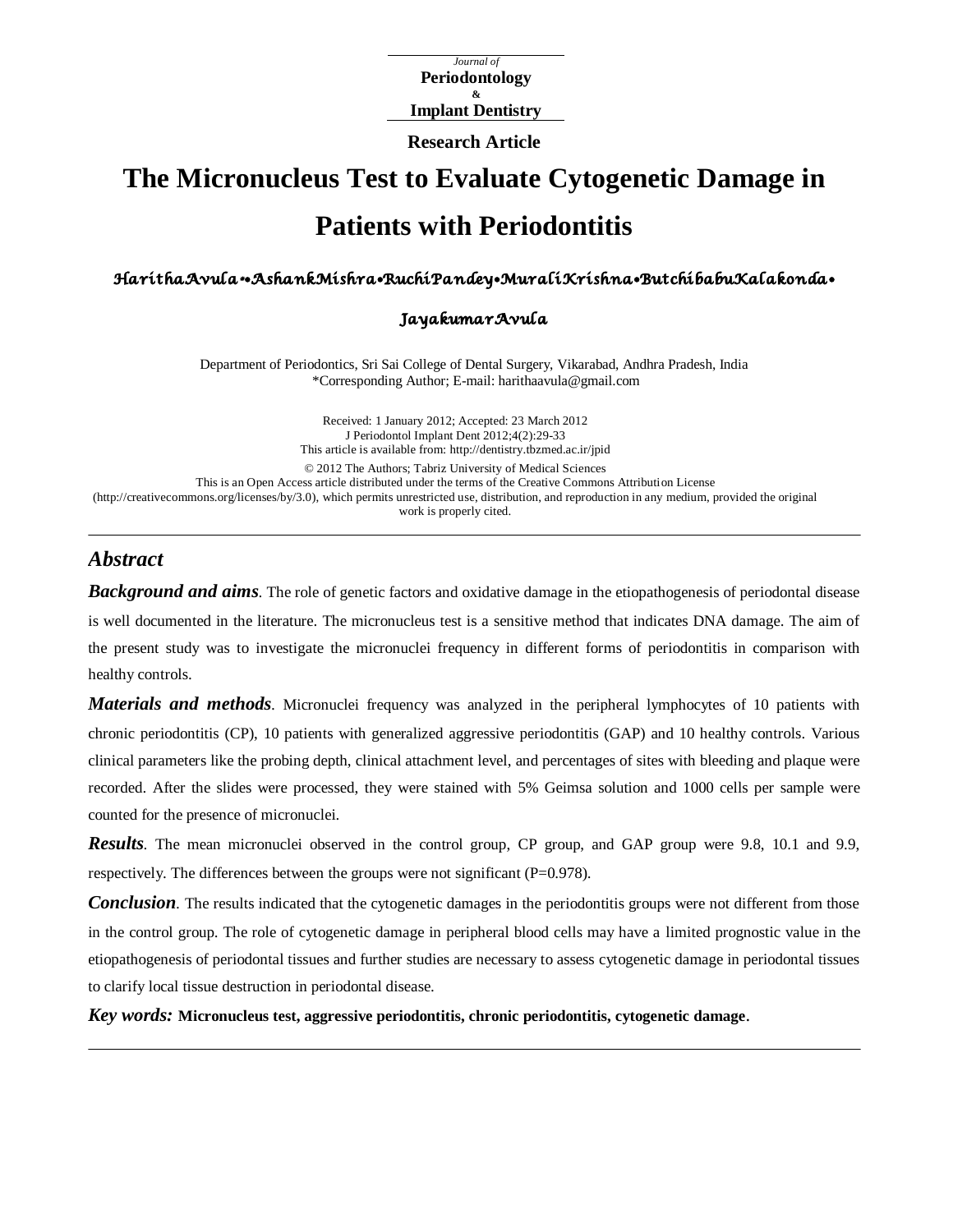Journal of
**Periodontology**
&
**Implant Dentistry**

**Research Article**

# The Micronucleus Test to Evaluate Cytogenetic Damage in Patients with Periodontitis

HarithaAvula*•AshankMishra•RuchiPandey•MuraliKrishna•ButchibabuKalakonda•

JayakumarAvula

Department of Periodontics, Sri Sai College of Dental Surgery, Vikarabad, Andhra Pradesh, India
*Corresponding Author; E-mail: harithaavula@gmail.com

Received: 1 January 2012; Accepted: 23 March 2012
J Periodontol Implant Dent 2012;4(2):29-33
This article is available from: http://dentistry.tbzmed.ac.ir/jpid

© 2012 The Authors; Tabriz University of Medical Sciences
This is an Open Access article distributed under the terms of the Creative Commons Attribution License (http://creativecommons.org/licenses/by/3.0), which permits unrestricted use, distribution, and reproduction in any medium, provided the original work is properly cited.

---

## Abstract

***Background and aims***. The role of genetic factors and oxidative damage in the etiopathogenesis of periodontal disease is well documented in the literature. The micronucleus test is a sensitive method that indicates DNA damage. The aim of the present study was to investigate the micronuclei frequency in different forms of periodontitis in comparison with healthy controls.

***Materials and methods***. Micronuclei frequency was analyzed in the peripheral lymphocytes of 10 patients with chronic periodontitis (CP), 10 patients with generalized aggressive periodontitis (GAP) and 10 healthy controls. Various clinical parameters like the probing depth, clinical attachment level, and percentages of sites with bleeding and plaque were recorded. After the slides were processed, they were stained with 5% Geimsa solution and 1000 cells per sample were counted for the presence of micronuclei.

***Results***. The mean micronuclei observed in the control group, CP group, and GAP group were 9.8, 10.1 and 9.9, respectively. The differences between the groups were not significant (P=0.978).

***Conclusion***. The results indicated that the cytogenetic damages in the periodontitis groups were not different from those in the control group. The role of cytogenetic damage in peripheral blood cells may have a limited prognostic value in the etiopathogenesis of periodontal tissues and further studies are necessary to assess cytogenetic damage in periodontal tissues to clarify local tissue destruction in periodontal disease.

***Key words:*** **Micronucleus test, aggressive periodontitis, chronic periodontitis, cytogenetic damage**.

---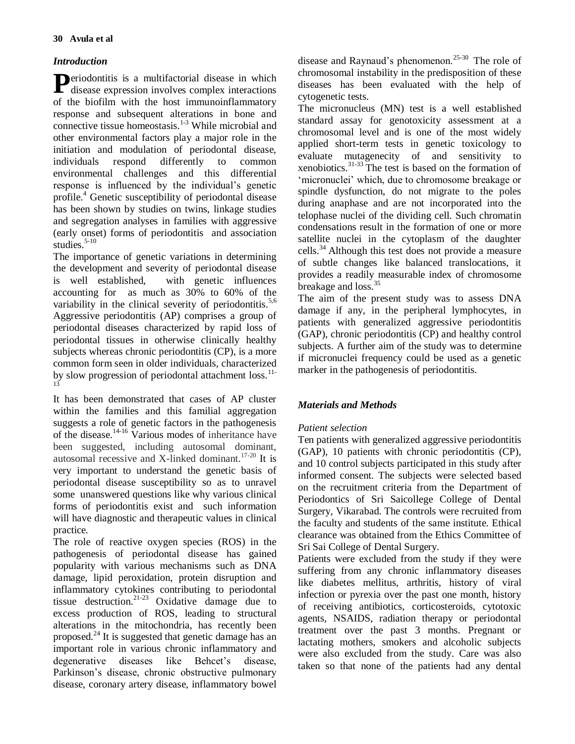## *Introduction*

Periodontitis is a multifactorial disease in which disease expression involves complex interactions of the biofilm with the host immunoinflammatory response and subsequent alterations in bone and connective tissue homeostasis.[1-3] While microbial and other environmental factors play a major role in the initiation and modulation of periodontal disease, individuals respond differently to common environmental challenges and this differential response is influenced by the individual's genetic profile.[4] Genetic susceptibility of periodontal disease has been shown by studies on twins, linkage studies and segregation analyses in families with aggressive (early onset) forms of periodontitis and association studies.[5-10]

The importance of genetic variations in determining the development and severity of periodontal disease is well established, with genetic influences accounting for as much as 30% to 60% of the variability in the clinical severity of periodontitis.[5,6] Aggressive periodontitis (AP) comprises a group of periodontal diseases characterized by rapid loss of periodontal tissues in otherwise clinically healthy subjects whereas chronic periodontitis (CP), is a more common form seen in older individuals, characterized by slow progression of periodontal attachment loss.[11-13]

It has been demonstrated that cases of AP cluster within the families and this familial aggregation suggests a role of genetic factors in the pathogenesis of the disease.[14-16] Various modes of inheritance have been suggested, including autosomal dominant, autosomal recessive and X-linked dominant.[17-20] It is very important to understand the genetic basis of periodontal disease susceptibility so as to unravel some unanswered questions like why various clinical forms of periodontitis exist and such information will have diagnostic and therapeutic values in clinical practice.

The role of reactive oxygen species (ROS) in the pathogenesis of periodontal disease has gained popularity with various mechanisms such as DNA damage, lipid peroxidation, protein disruption and inflammatory cytokines contributing to periodontal tissue destruction.[21-23] Oxidative damage due to excess production of ROS, leading to structural alterations in the mitochondria, has recently been proposed.[24] It is suggested that genetic damage has an important role in various chronic inflammatory and degenerative diseases like Behcet's disease, Parkinson's disease, chronic obstructive pulmonary disease, coronary artery disease, inflammatory bowel disease and Raynaud's phenomenon.[25-30] The role of chromosomal instability in the predisposition of these diseases has been evaluated with the help of cytogenetic tests.

The micronucleus (MN) test is a well established standard assay for genotoxicity assessment at a chromosomal level and is one of the most widely applied short-term tests in genetic toxicology to evaluate mutagenecity of and sensitivity to xenobiotics.[31-33] The test is based on the formation of 'micronuclei' which, due to chromosome breakage or spindle dysfunction, do not migrate to the poles during anaphase and are not incorporated into the telophase nuclei of the dividing cell. Such chromatin condensations result in the formation of one or more satellite nuclei in the cytoplasm of the daughter cells.[34] Although this test does not provide a measure of subtle changes like balanced translocations, it provides a readily measurable index of chromosome breakage and loss.[35]

The aim of the present study was to assess DNA damage if any, in the peripheral lymphocytes, in patients with generalized aggressive periodontitis (GAP), chronic periodontitis (CP) and healthy control subjects. A further aim of the study was to determine if micronuclei frequency could be used as a genetic marker in the pathogenesis of periodontitis.

## *Materials and Methods*

### *Patient selection*

Ten patients with generalized aggressive periodontitis (GAP), 10 patients with chronic periodontitis (CP), and 10 control subjects participated in this study after informed consent. The subjects were selected based on the recruitment criteria from the Department of Periodontics of Sri Saicollege College of Dental Surgery, Vikarabad. The controls were recruited from the faculty and students of the same institute. Ethical clearance was obtained from the Ethics Committee of Sri Sai College of Dental Surgery.

Patients were excluded from the study if they were suffering from any chronic inflammatory diseases like diabetes mellitus, arthritis, history of viral infection or pyrexia over the past one month, history of receiving antibiotics, corticosteroids, cytotoxic agents, NSAIDS, radiation therapy or periodontal treatment over the past 3 months. Pregnant or lactating mothers, smokers and alcoholic subjects were also excluded from the study. Care was also taken so that none of the patients had any dental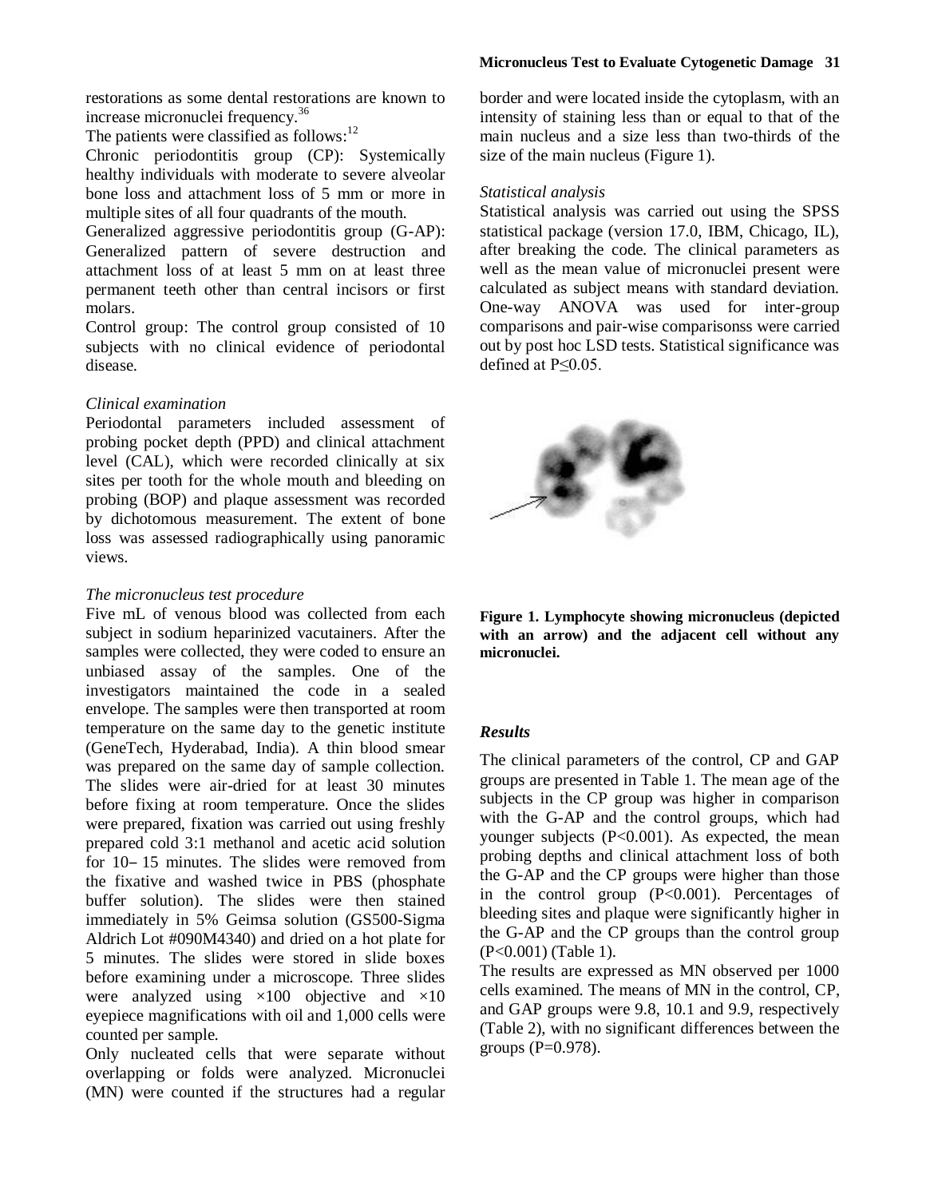restorations as some dental restorations are known to increase micronuclei frequency.[36]

The patients were classified as follows:[12]

Chronic periodontitis group (CP): Systemically healthy individuals with moderate to severe alveolar bone loss and attachment loss of 5 mm or more in multiple sites of all four quadrants of the mouth.

Generalized aggressive periodontitis group (G-AP): Generalized pattern of severe destruction and attachment loss of at least 5 mm on at least three permanent teeth other than central incisors or first molars.

Control group: The control group consisted of 10 subjects with no clinical evidence of periodontal disease.

*Clinical examination*

Periodontal parameters included assessment of probing pocket depth (PPD) and clinical attachment level (CAL), which were recorded clinically at six sites per tooth for the whole mouth and bleeding on probing (BOP) and plaque assessment was recorded by dichotomous measurement. The extent of bone loss was assessed radiographically using panoramic views.

*The micronucleus test procedure*

Five mL of venous blood was collected from each subject in sodium heparinized vacutainers. After the samples were collected, they were coded to ensure an unbiased assay of the samples. One of the investigators maintained the code in a sealed envelope. The samples were then transported at room temperature on the same day to the genetic institute (GeneTech, Hyderabad, India). A thin blood smear was prepared on the same day of sample collection. The slides were air-dried for at least 30 minutes before fixing at room temperature. Once the slides were prepared, fixation was carried out using freshly prepared cold 3:1 methanol and acetic acid solution for 10– 15 minutes. The slides were removed from the fixative and washed twice in PBS (phosphate buffer solution). The slides were then stained immediately in 5% Geimsa solution (GS500-Sigma Aldrich Lot #090M4340) and dried on a hot plate for 5 minutes. The slides were stored in slide boxes before examining under a microscope. Three slides were analyzed using ×100 objective and ×10 eyepiece magnifications with oil and 1,000 cells were counted per sample.

Only nucleated cells that were separate without overlapping or folds were analyzed. Micronuclei (MN) were counted if the structures had a regular border and were located inside the cytoplasm, with an intensity of staining less than or equal to that of the main nucleus and a size less than two-thirds of the size of the main nucleus (Figure 1).

*Statistical analysis*

Statistical analysis was carried out using the SPSS statistical package (version 17.0, IBM, Chicago, IL), after breaking the code. The clinical parameters as well as the mean value of micronuclei present were calculated as subject means with standard deviation. One-way ANOVA was used for inter-group comparisons and pair-wise comparisonss were carried out by post hoc LSD tests. Statistical significance was defined at $P \leq 0.05$.

**Figure 1. Lymphocyte showing micronucleus (depicted with an arrow) and the adjacent cell without any micronuclei.**

## *Results*

The clinical parameters of the control, CP and GAP groups are presented in Table 1. The mean age of the subjects in the CP group was higher in comparison with the G-AP and the control groups, which had younger subjects ($P<0.001$). As expected, the mean probing depths and clinical attachment loss of both the G-AP and the CP groups were higher than those in the control group ($P<0.001$). Percentages of bleeding sites and plaque were significantly higher in the G-AP and the CP groups than the control group ($P<0.001$) (Table 1).

The results are expressed as MN observed per 1000 cells examined. The means of MN in the control, CP, and GAP groups were 9.8, 10.1 and 9.9, respectively (Table 2), with no significant differences between the groups ($P=0.978$).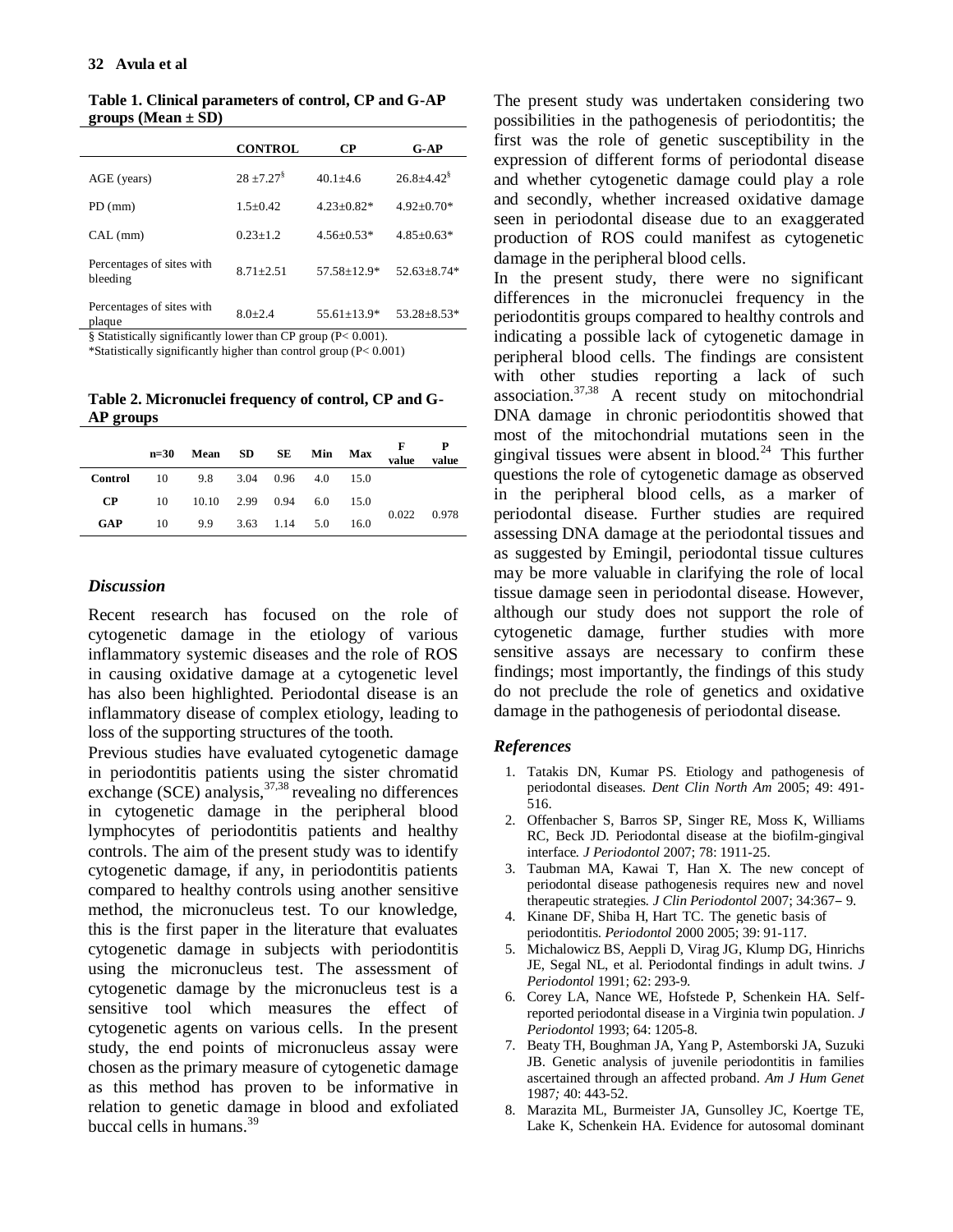**Table 1. Clinical parameters of control, CP and G-AP groups (Mean ± SD)**

| | CONTROL | CP | G-AP |
|---|---|---|---|
| AGE (years) | 28 ±7.27[§] | 40.1±4.6 | 26.8±4.42[§] |
| PD (mm) | 1.5±0.42 | 4.23±0.82* | 4.92±0.70* |
| CAL (mm) | 0.23±1.2 | 4.56±0.53* | 4.85±0.63* |
| Percentages of sites with bleeding | 8.71±2.51 | 57.58±12.9* | 52.63±8.74* |
| Percentages of sites with plaque | 8.0±2.4 | 55.61±13.9* | 53.28±8.53* |

§ Statistically significantly lower than CP group (P< 0.001).
*Statistically significantly higher than control group (P< 0.001)

**Table 2. Micronuclei frequency of control, CP and G-AP groups**

| | n=30 | Mean | SD | SE | Min | Max | F value | P value |
|---|---|---|---|---|---|---|---|---|
| **Control** | 10 | 9.8 | 3.04 | 0.96 | 4.0 | 15.0 | | |
| **CP** | 10 | 10.10 | 2.99 | 0.94 | 6.0 | 15.0 | 0.022 | 0.978 |
| **GAP** | 10 | 9.9 | 3.63 | 1.14 | 5.0 | 16.0 | | |

## *Discussion*

Recent research has focused on the role of cytogenetic damage in the etiology of various inflammatory systemic diseases and the role of ROS in causing oxidative damage at a cytogenetic level has also been highlighted. Periodontal disease is an inflammatory disease of complex etiology, leading to loss of the supporting structures of the tooth.

Previous studies have evaluated cytogenetic damage in periodontitis patients using the sister chromatid exchange (SCE) analysis,[37,38] revealing no differences in cytogenetic damage in the peripheral blood lymphocytes of periodontitis patients and healthy controls. The aim of the present study was to identify cytogenetic damage, if any, in periodontitis patients compared to healthy controls using another sensitive method, the micronucleus test. To our knowledge, this is the first paper in the literature that evaluates cytogenetic damage in subjects with periodontitis using the micronucleus test. The assessment of cytogenetic damage by the micronucleus test is a sensitive tool which measures the effect of cytogenetic agents on various cells. In the present study, the end points of micronucleus assay were chosen as the primary measure of cytogenetic damage as this method has proven to be informative in relation to genetic damage in blood and exfoliated buccal cells in humans.[39]

The present study was undertaken considering two possibilities in the pathogenesis of periodontitis; the first was the role of genetic susceptibility in the expression of different forms of periodontal disease and whether cytogenetic damage could play a role and secondly, whether increased oxidative damage seen in periodontal disease due to an exaggerated production of ROS could manifest as cytogenetic damage in the peripheral blood cells.

In the present study, there were no significant differences in the micronuclei frequency in the periodontitis groups compared to healthy controls and indicating a possible lack of cytogenetic damage in peripheral blood cells. The findings are consistent with other studies reporting a lack of such association.[37,38] A recent study on mitochondrial DNA damage in chronic periodontitis showed that most of the mitochondrial mutations seen in the gingival tissues were absent in blood.[24] This further questions the role of cytogenetic damage as observed in the peripheral blood cells, as a marker of periodontal disease. Further studies are required assessing DNA damage at the periodontal tissues and as suggested by Emingil, periodontal tissue cultures may be more valuable in clarifying the role of local tissue damage seen in periodontal disease. However, although our study does not support the role of cytogenetic damage, further studies with more sensitive assays are necessary to confirm these findings; most importantly, the findings of this study do not preclude the role of genetics and oxidative damage in the pathogenesis of periodontal disease.

## *References*

1. Tatakis DN, Kumar PS. Etiology and pathogenesis of periodontal diseases. *Dent Clin North Am* 2005; 49: 491-516.
2. Offenbacher S, Barros SP, Singer RE, Moss K, Williams RC, Beck JD. Periodontal disease at the biofilm-gingival interface. *J Periodontol* 2007; 78: 1911-25.
3. Taubman MA, Kawai T, Han X. The new concept of periodontal disease pathogenesis requires new and novel therapeutic strategies. *J Clin Periodontol* 2007; 34:367– 9.
4. Kinane DF, Shiba H, Hart TC. The genetic basis of periodontitis. *Periodontol* 2000 2005; 39: 91-117.
5. Michalowicz BS, Aeppli D, Virag JG, Klump DG, Hinrichs JE, Segal NL, et al. Periodontal findings in adult twins. *J Periodontol* 1991; 62: 293-9.
6. Corey LA, Nance WE, Hofstede P, Schenkein HA. Self-reported periodontal disease in a Virginia twin population. *J Periodontol* 1993; 64: 1205-8.
7. Beaty TH, Boughman JA, Yang P, Astemborski JA, Suzuki JB. Genetic analysis of juvenile periodontitis in families ascertained through an affected proband. *Am J Hum Genet* 1987; 40: 443-52.
8. Marazita ML, Burmeister JA, Gunsolley JC, Koertge TE, Lake K, Schenkein HA. Evidence for autosomal dominant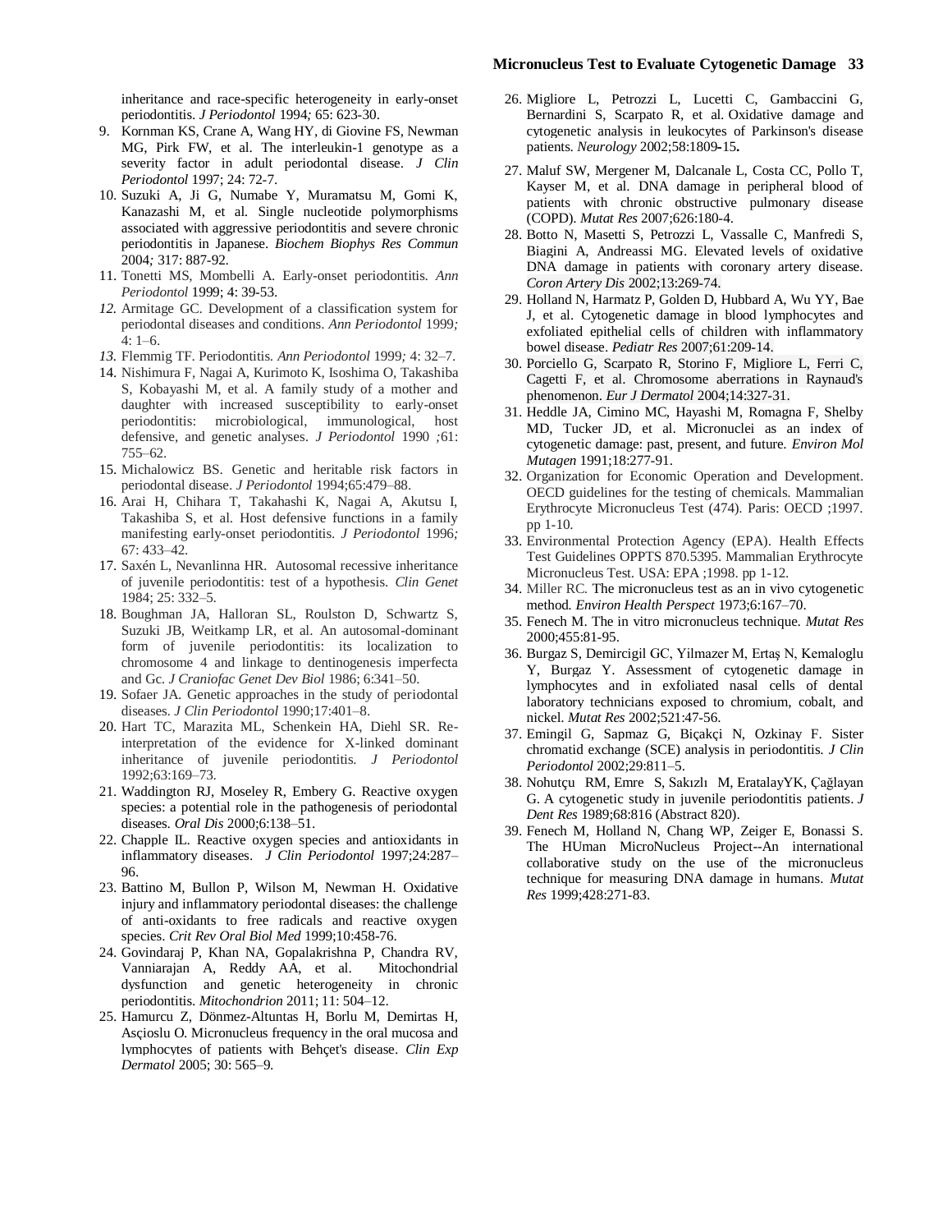inheritance and race-specific heterogeneity in early-onset periodontitis. *J Periodontol* 1994*;* 65: 623-30.

9. Kornman KS, Crane A, Wang HY, di Giovine FS, Newman MG, Pirk FW, et al. The interleukin-1 genotype as a severity factor in adult periodontal disease. *J Clin Periodontol* 1997; 24: 72-7.
10. Suzuki A, Ji G, Numabe Y, Muramatsu M, Gomi K, Kanazashi M, et al. Single nucleotide polymorphisms associated with aggressive periodontitis and severe chronic periodontitis in Japanese. *Biochem Biophys Res Commun* 2004*;* 317: 887-92.
11. Tonetti MS, Mombelli A. Early-onset periodontitis. *Ann Periodontol* 1999; 4: 39-53.
12. Armitage GC. Development of a classification system for periodontal diseases and conditions. *Ann Periodontol* 1999*;* 4: 1–6.
13. Flemmig TF. Periodontitis. *Ann Periodontol* 1999*;* 4: 32–7.
14. Nishimura F, Nagai A, Kurimoto K, Isoshima O, Takashiba S, Kobayashi M, et al. A family study of a mother and daughter with increased susceptibility to early-onset periodontitis: microbiological, immunological, host defensive, and genetic analyses. *J Periodontol* 1990 *;*61: 755–62.
15. Michalowicz BS. Genetic and heritable risk factors in periodontal disease. *J Periodontol* 1994;65:479–88.
16. Arai H, Chihara T, Takahashi K, Nagai A, Akutsu I, Takashiba S, et al. Host defensive functions in a family manifesting early-onset periodontitis. *J Periodontol* 1996*;* 67: 433–42.
17. Saxén L, Nevanlinna HR. Autosomal recessive inheritance of juvenile periodontitis: test of a hypothesis. *Clin Genet* 1984; 25: 332–5.
18. Boughman JA, Halloran SL, Roulston D, Schwartz S, Suzuki JB, Weitkamp LR, et al. An autosomal-dominant form of juvenile periodontitis: its localization to chromosome 4 and linkage to dentinogenesis imperfecta and Gc. *J Craniofac Genet Dev Biol* 1986; 6:341–50.
19. Sofaer JA. Genetic approaches in the study of periodontal diseases. *J Clin Periodontol* 1990;17:401–8.
20. Hart TC, Marazita ML, Schenkein HA, Diehl SR. Re-interpretation of the evidence for X-linked dominant inheritance of juvenile periodontitis. *J Periodontol* 1992;63:169–73.
21. Waddington RJ, Moseley R, Embery G. Reactive oxygen species: a potential role in the pathogenesis of periodontal diseases. *Oral Dis* 2000;6:138–51.
22. Chapple IL. Reactive oxygen species and antioxidants in inflammatory diseases. *J Clin Periodontol* 1997;24:287–96.
23. Battino M, Bullon P, Wilson M, Newman H. Oxidative injury and inflammatory periodontal diseases: the challenge of anti-oxidants to free radicals and reactive oxygen species. *Crit Rev Oral Biol Med* 1999;10:458-76.
24. Govindaraj P, Khan NA, Gopalakrishna P, Chandra RV, Vanniarajan A, Reddy AA, et al. Mitochondrial dysfunction and genetic heterogeneity in chronic periodontitis. *Mitochondrion* 2011; 11: 504–12.
25. Hamurcu Z, Dönmez-Altuntas H, Borlu M, Demirtas H, Asçioslu O. Micronucleus frequency in the oral mucosa and lymphocytes of patients with Behçet's disease. *Clin Exp Dermatol* 2005; 30: 565–9.
26. Migliore L, Petrozzi L, Lucetti C, Gambaccini G, Bernardini S, Scarpato R, et al. Oxidative damage and cytogenetic analysis in leukocytes of Parkinson's disease patients. *Neurology* 2002;58:1809-15**.**
27. Maluf SW, Mergener M, Dalcanale L, Costa CC, Pollo T, Kayser M, et al. DNA damage in peripheral blood of patients with chronic obstructive pulmonary disease (COPD). *Mutat Res* 2007;626:180-4.
28. Botto N, Masetti S, Petrozzi L, Vassalle C, Manfredi S, Biagini A, Andreassi MG. Elevated levels of oxidative DNA damage in patients with coronary artery disease. *Coron Artery Dis* 2002;13:269-74.
29. Holland N, Harmatz P, Golden D, Hubbard A, Wu YY, Bae J, et al. Cytogenetic damage in blood lymphocytes and exfoliated epithelial cells of children with inflammatory bowel disease. *Pediatr Res* 2007;61:209-14.
30. Porciello G, Scarpato R, Storino F, Migliore L, Ferri C, Cagetti F, et al. Chromosome aberrations in Raynaud's phenomenon. *Eur J Dermatol* 2004;14:327-31.
31. Heddle JA, Cimino MC, Hayashi M, Romagna F, Shelby MD, Tucker JD, et al. Micronuclei as an index of cytogenetic damage: past, present, and future. *Environ Mol Mutagen* 1991;18:277-91.
32. Organization for Economic Operation and Development. OECD guidelines for the testing of chemicals. Mammalian Erythrocyte Micronucleus Test (474). Paris: OECD ;1997. pp 1-10.
33. Environmental Protection Agency (EPA). Health Effects Test Guidelines OPPTS 870.5395. Mammalian Erythrocyte Micronucleus Test. USA: EPA ;1998. pp 1-12.
34. Miller RC. The micronucleus test as an in vivo cytogenetic method. *Environ Health Perspect* 1973;6:167–70.
35. Fenech M. The in vitro micronucleus technique. *Mutat Res* 2000;455:81-95.
36. Burgaz S, Demircigil GC, Yilmazer M, Ertaş N, Kemaloglu Y, Burgaz Y. Assessment of cytogenetic damage in lymphocytes and in exfoliated nasal cells of dental laboratory technicians exposed to chromium, cobalt, and nickel. *Mutat Res* 2002;521:47-56.
37. Emingil G, Sapmaz G, Biçakçi N, Ozkinay F. Sister chromatid exchange (SCE) analysis in periodontitis. *J Clin Periodontol* 2002;29:811–5.
38. Nohutçu RM, Emre S, Sakızlı M, EratalayYK, Çağlayan G. A cytogenetic study in juvenile periodontitis patients. *J Dent Res* 1989;68:816 (Abstract 820).
39. Fenech M, Holland N, Chang WP, Zeiger E, Bonassi S. The HUman MicroNucleus Project--An international collaborative study on the use of the micronucleus technique for measuring DNA damage in humans. *Mutat Res* 1999;428:271-83.